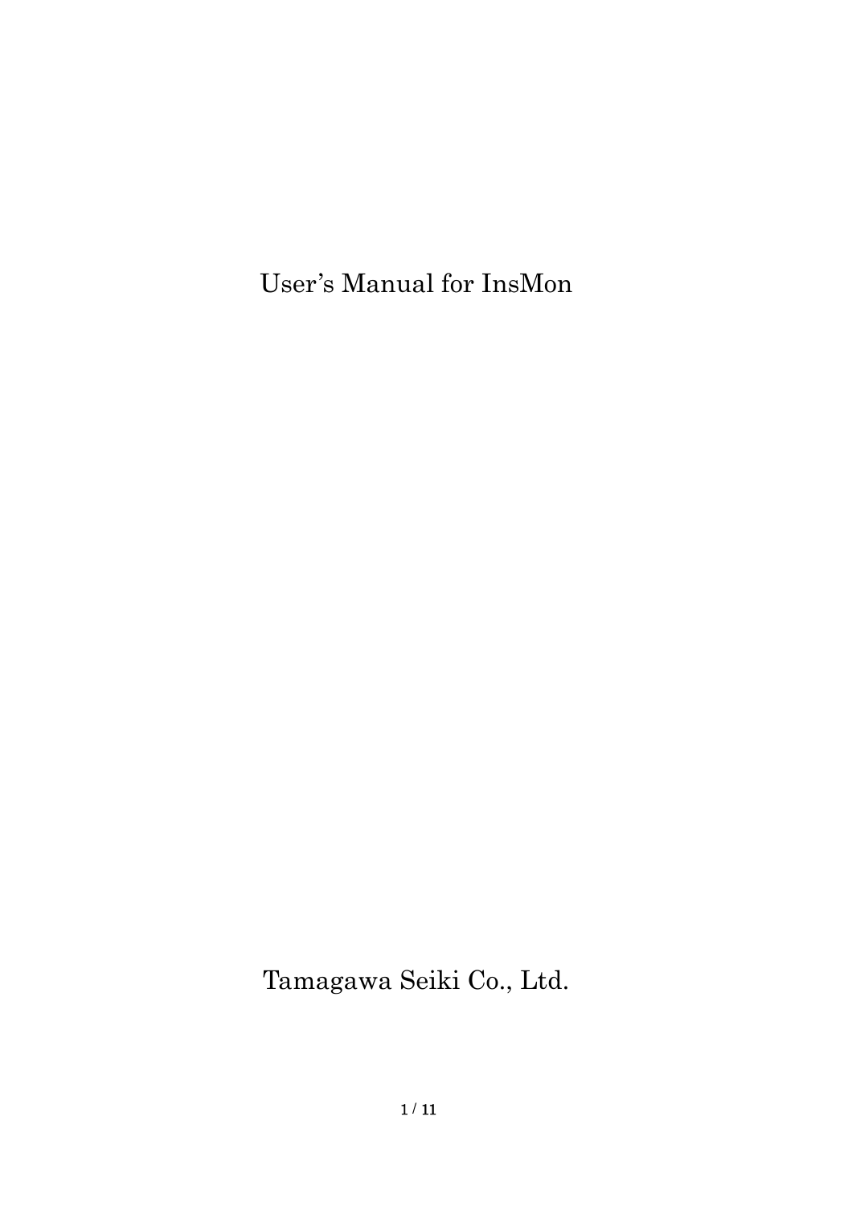# User's Manual for InsMon

Tamagawa Seiki Co., Ltd.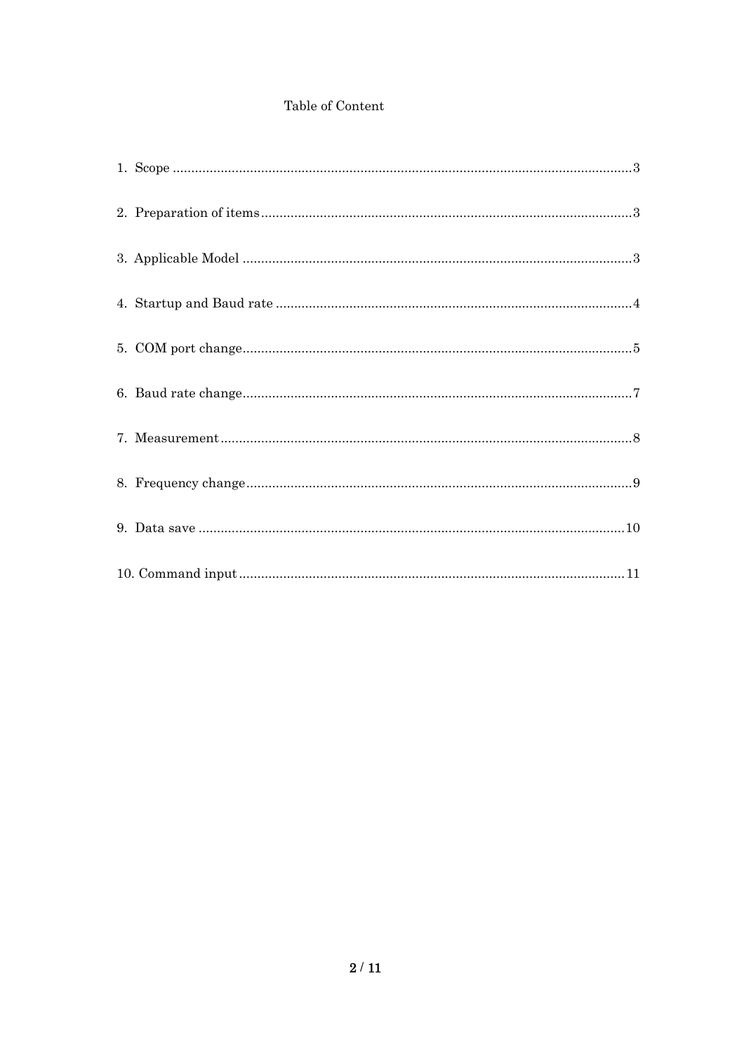# Table of Content

1. Scope ........................................................................................................... 3

2. Preparation of items ...................................................................................... 3

3. Applicable Model ........................................................................................... 3

4. Startup and Baud rate .................................................................................. 4

5. COM port change ........................................................................................... 5

6. Baud rate change ........................................................................................... 7

7. Measurement ................................................................................................. 8

8. Frequency change .......................................................................................... 9

9. Data save ..................................................................................................... 10

10. Command input .......................................................................................... 11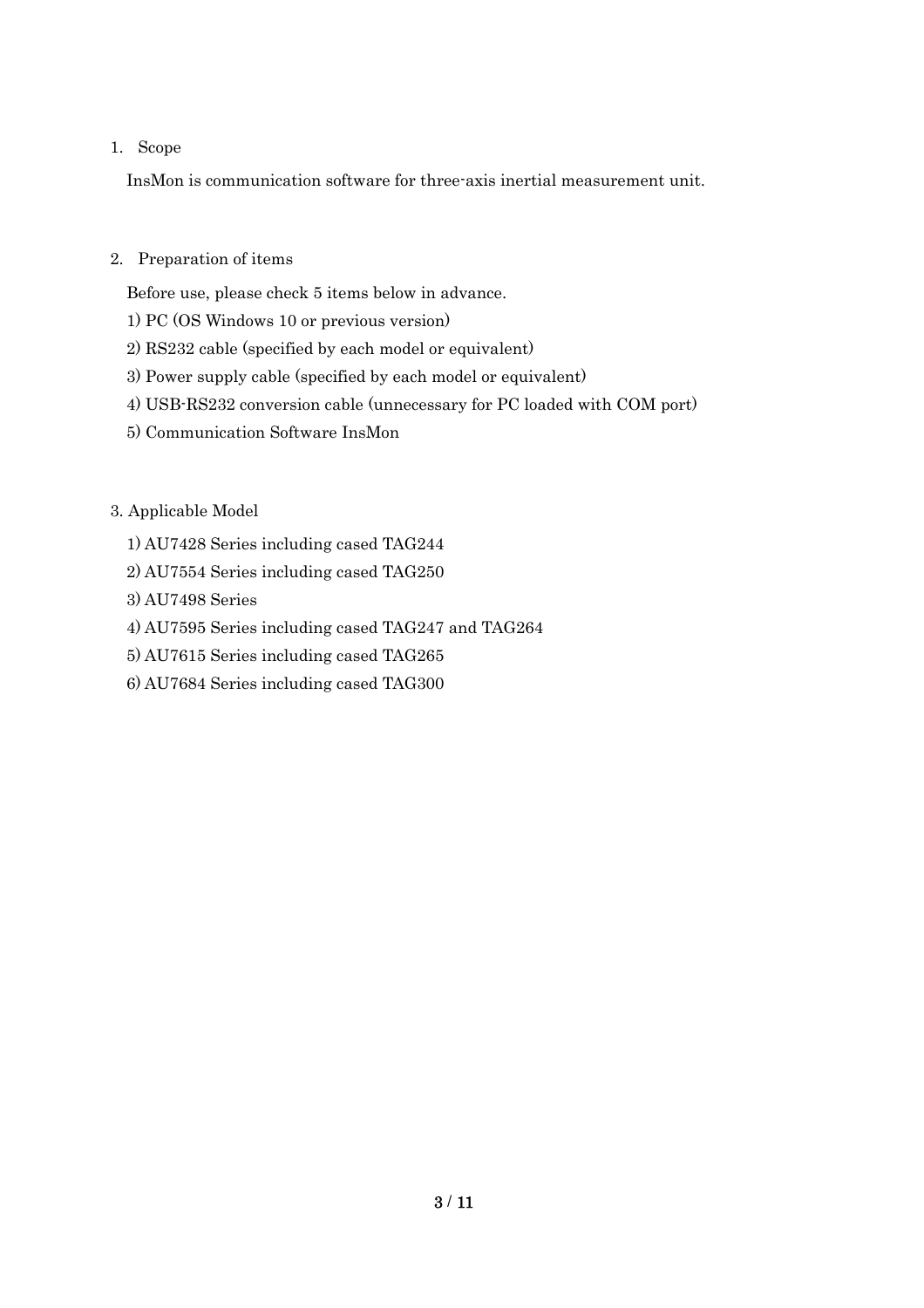## 1. Scope

InsMon is communication software for three-axis inertial measurement unit.

## 2. Preparation of items

Before use, please check 5 items below in advance.

1) PC (OS Windows 10 or previous version)

2) RS232 cable (specified by each model or equivalent)

3) Power supply cable (specified by each model or equivalent)

4) USB-RS232 conversion cable (unnecessary for PC loaded with COM port)

5) Communication Software InsMon

## 3. Applicable Model

1) AU7428 Series including cased TAG244

2) AU7554 Series including cased TAG250

3) AU7498 Series

4) AU7595 Series including cased TAG247 and TAG264

5) AU7615 Series including cased TAG265

6) AU7684 Series including cased TAG300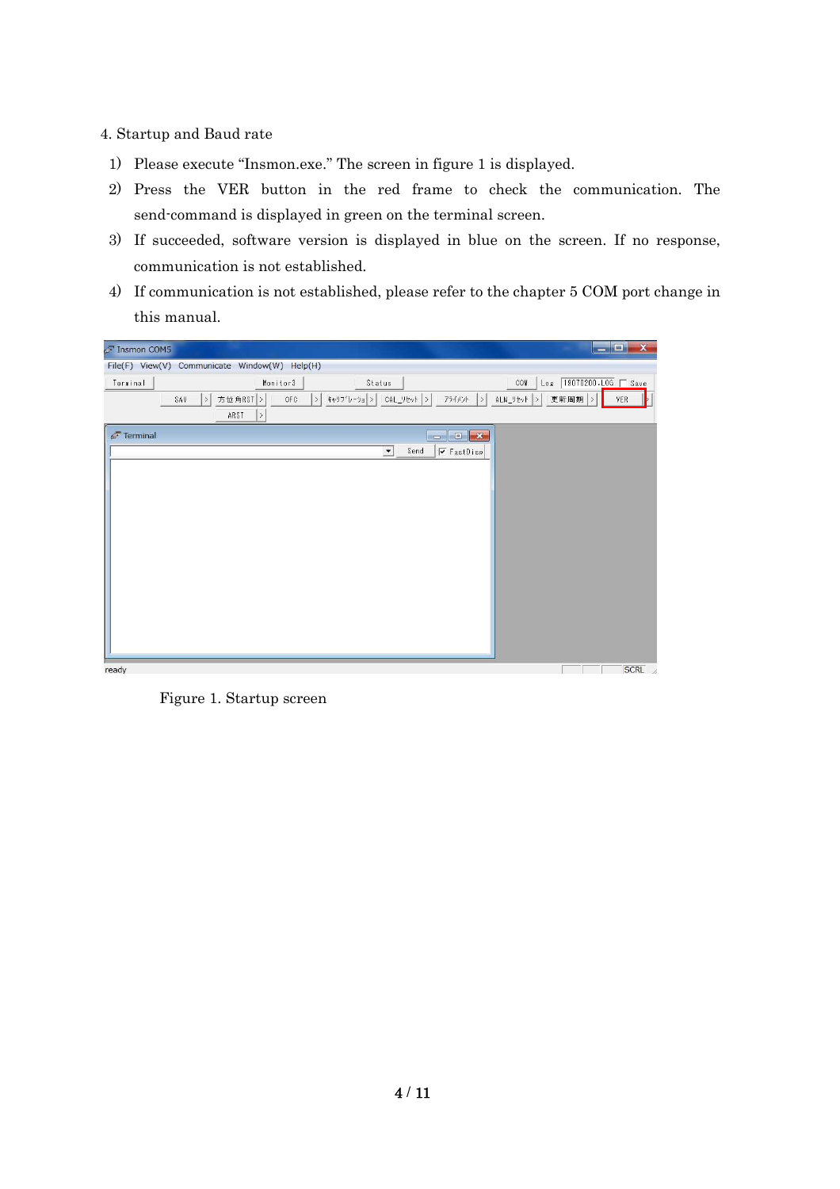4. Startup and Baud rate

1) Please execute "Insmon.exe." The screen in figure 1 is displayed.
2) Press the VER button in the red frame to check the communication. The send-command is displayed in green on the terminal screen.
3) If succeeded, software version is displayed in blue on the screen. If no response, communication is not established.
4) If communication is not established, please refer to the chapter 5 COM port change in this manual.

Figure 1. Startup screen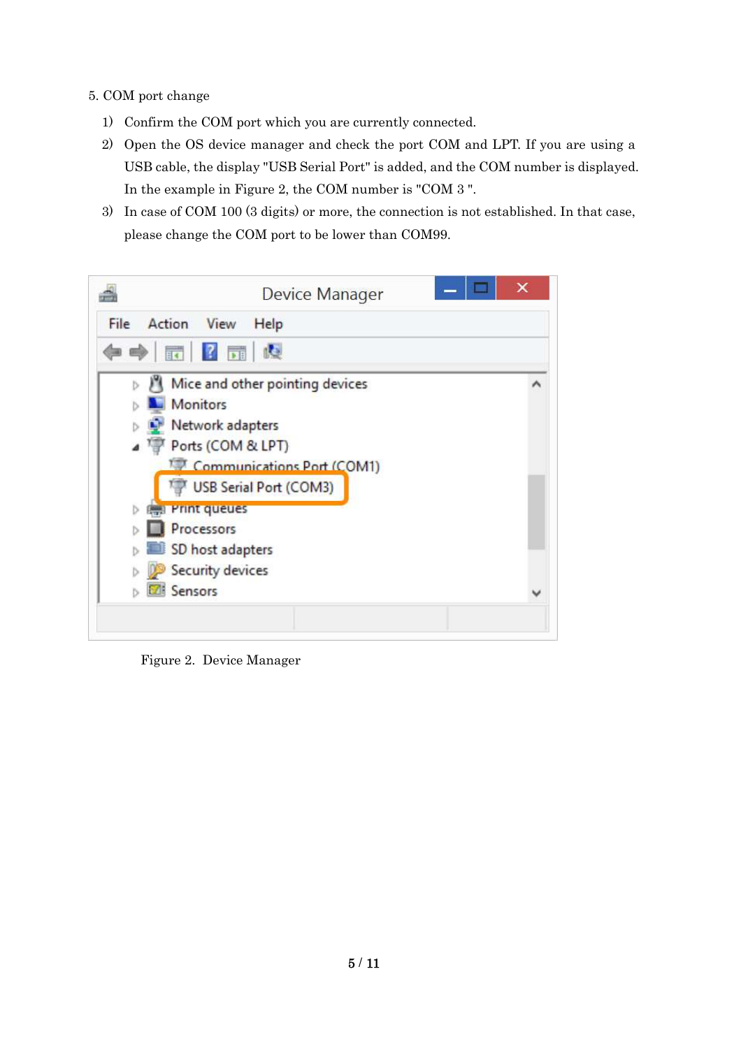5. COM port change

1) Confirm the COM port which you are currently connected.
2) Open the OS device manager and check the port COM and LPT. If you are using a USB cable, the display "USB Serial Port" is added, and the COM number is displayed. In the example in Figure 2, the COM number is "COM 3 ".
3) In case of COM 100 (3 digits) or more, the connection is not established. In that case, please change the COM port to be lower than COM99.

Figure 2. Device Manager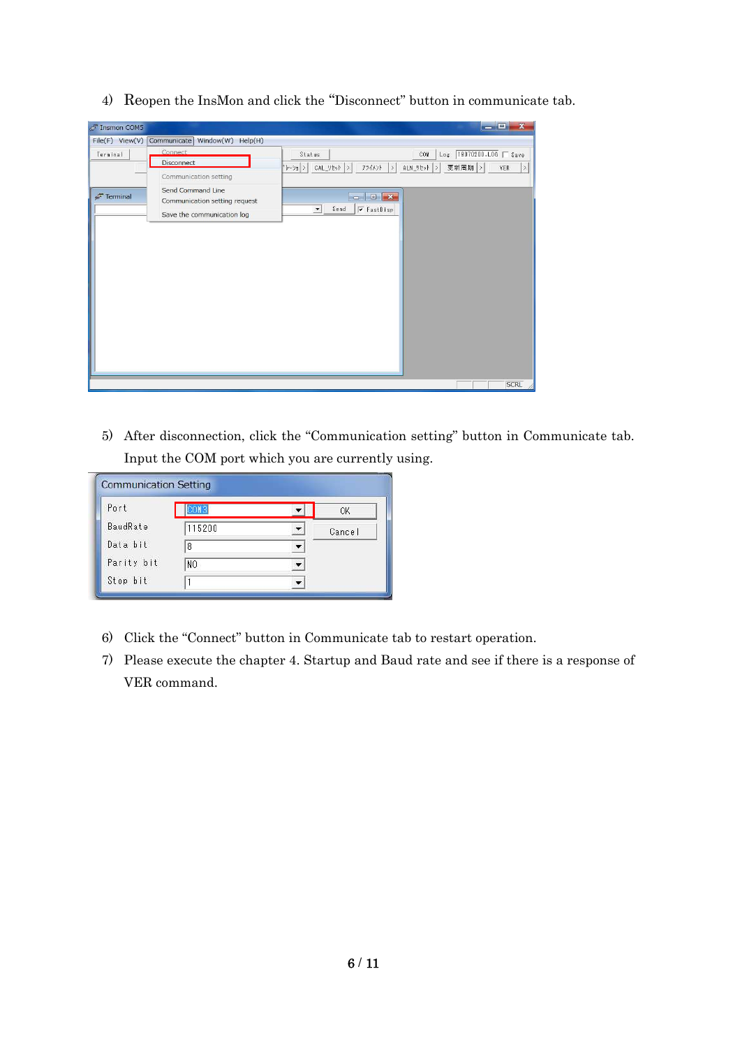4) Reopen the InsMon and click the “Disconnect” button in communicate tab.

5) After disconnection, click the “Communication setting” button in Communicate tab. Input the COM port which you are currently using.

6) Click the “Connect” button in Communicate tab to restart operation.

7) Please execute the chapter 4. Startup and Baud rate and see if there is a response of VER command.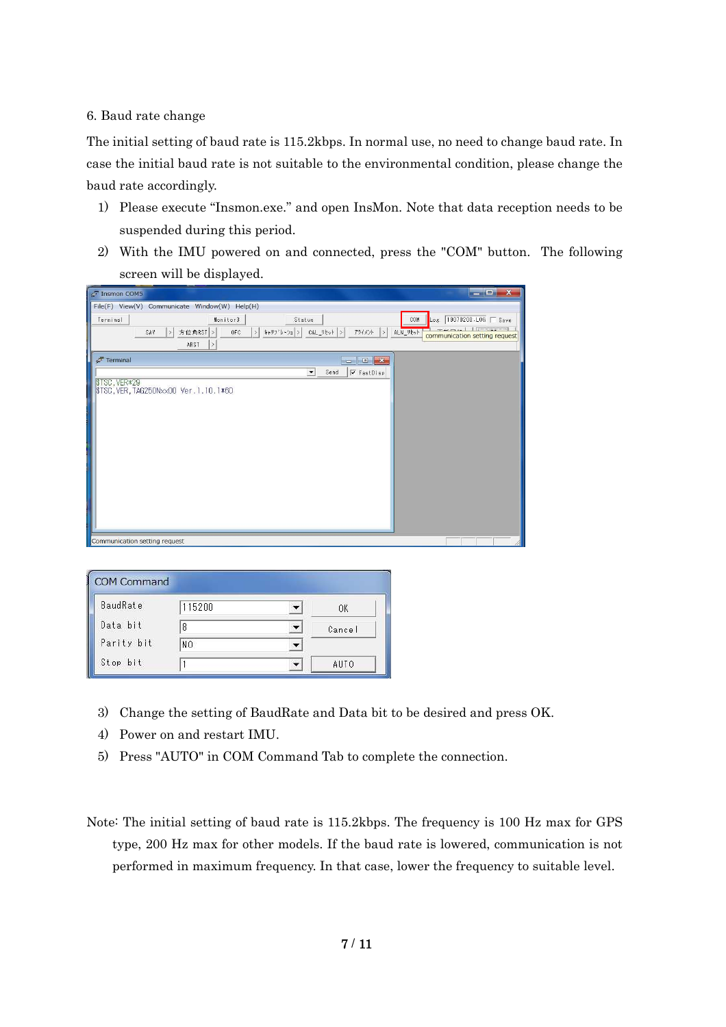6. Baud rate change

The initial setting of baud rate is 115.2kbps. In normal use, no need to change baud rate. In case the initial baud rate is not suitable to the environmental condition, please change the baud rate accordingly.

1) Please execute "Insmon.exe." and open InsMon. Note that data reception needs to be suspended during this period.
2) With the IMU powered on and connected, press the "COM" button. The following screen will be displayed.

3) Change the setting of BaudRate and Data bit to be desired and press OK.
4) Power on and restart IMU.
5) Press "AUTO" in COM Command Tab to complete the connection.

Note: The initial setting of baud rate is 115.2kbps. The frequency is 100 Hz max for GPS type, 200 Hz max for other models. If the baud rate is lowered, communication is not performed in maximum frequency. In that case, lower the frequency to suitable level.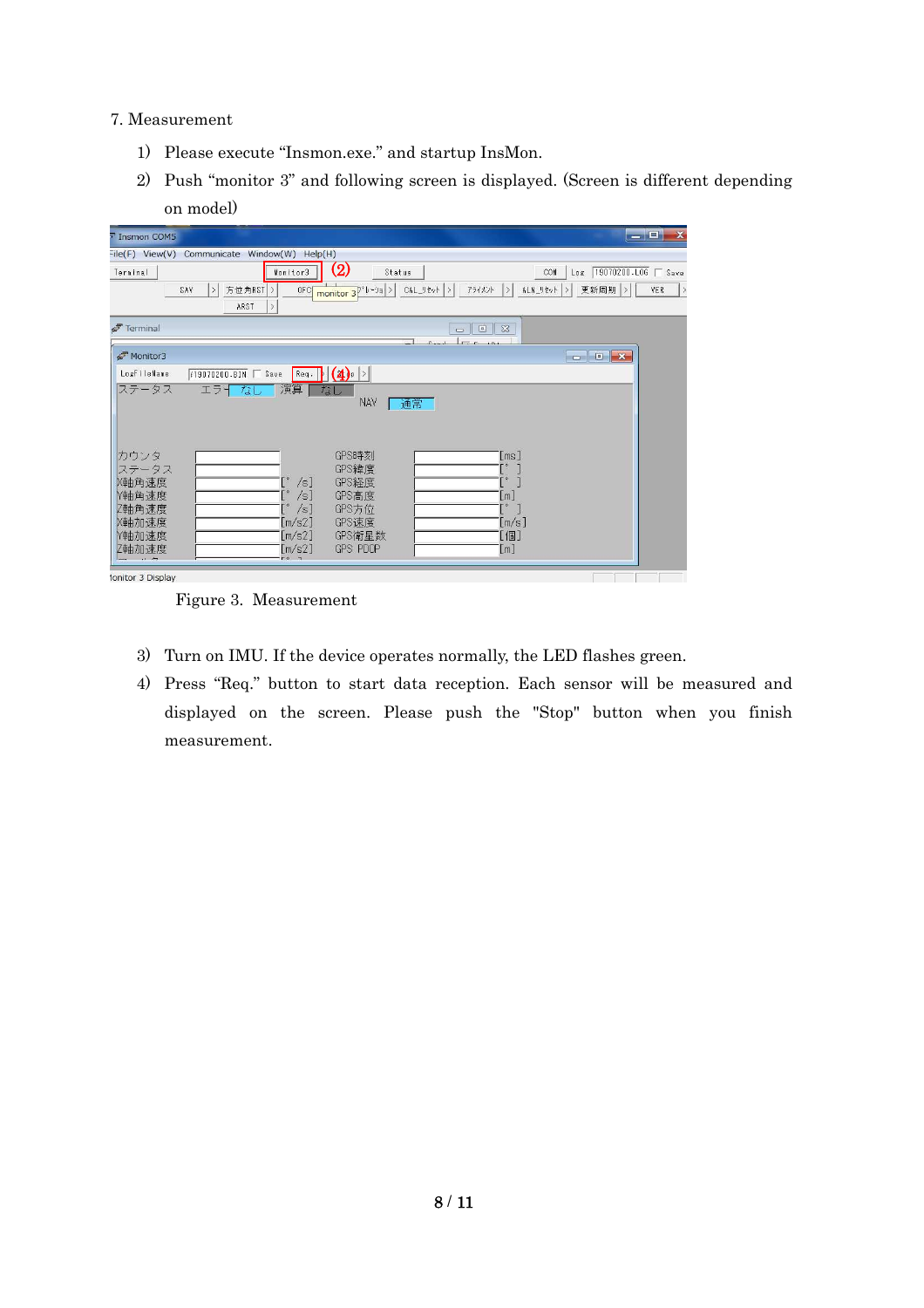7. Measurement

1) Please execute “Insmon.exe.” and startup InsMon.
2) Push “monitor 3” and following screen is displayed. (Screen is different depending on model)

Figure 3. Measurement

3) Turn on IMU. If the device operates normally, the LED flashes green.
4) Press “Req.” button to start data reception. Each sensor will be measured and displayed on the screen. Please push the "Stop" button when you finish measurement.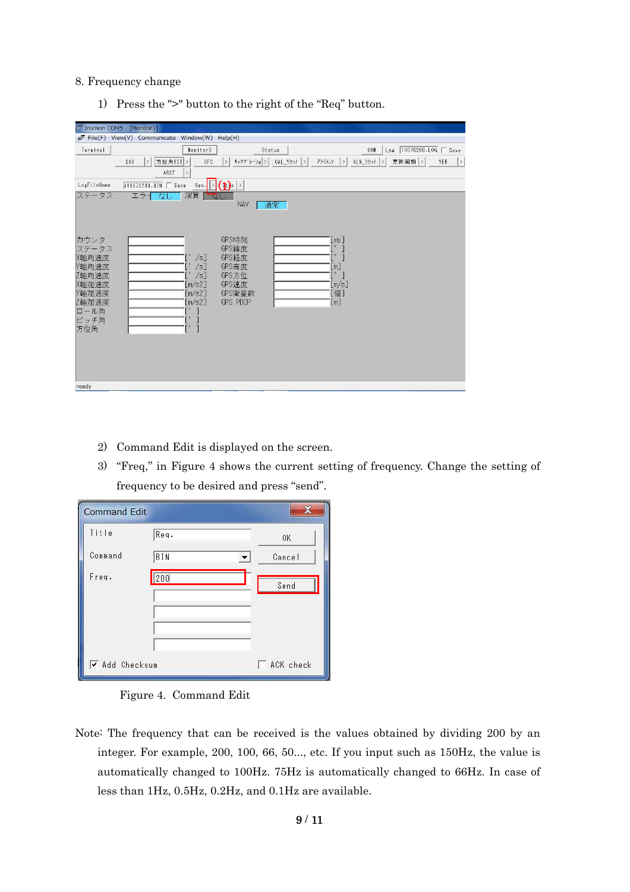8. Frequency change

1) Press the ">" button to the right of the "Req" button.

2) Command Edit is displayed on the screen.

3) "Freq," in Figure 4 shows the current setting of frequency. Change the setting of frequency to be desired and press "send".

Figure 4. Command Edit

Note: The frequency that can be received is the values obtained by dividing 200 by an integer. For example, 200, 100, 66, 50..., etc. If you input such as 150Hz, the value is automatically changed to 100Hz. 75Hz is automatically changed to 66Hz. In case of less than 1Hz, 0.5Hz, 0.2Hz, and 0.1Hz are available.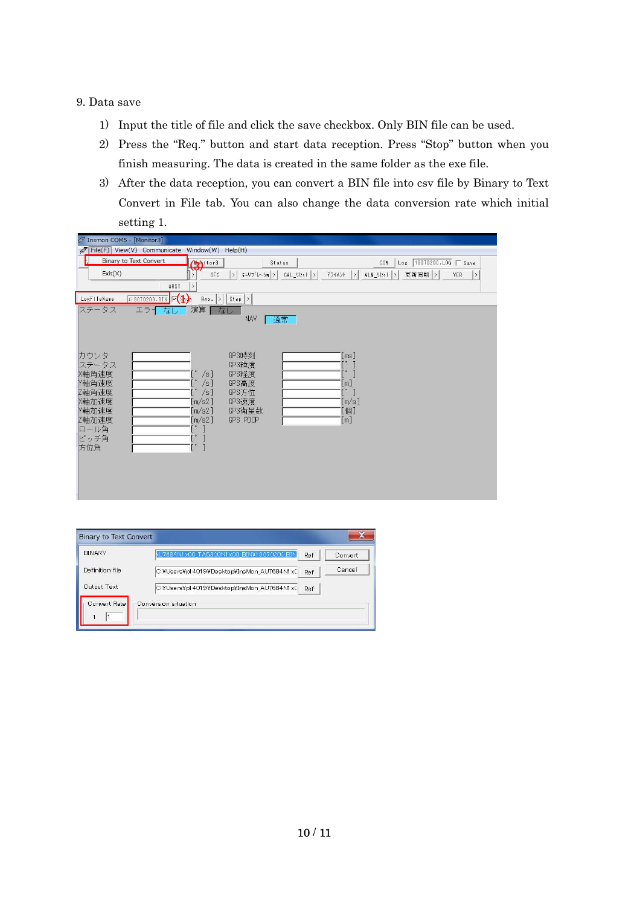9. Data save

1) Input the title of file and click the save checkbox. Only BIN file can be used.
2) Press the “Req.” button and start data reception. Press “Stop” button when you finish measuring. The data is created in the same folder as the exe file.
3) After the data reception, you can convert a BIN file into csv file by Binary to Text Convert in File tab. You can also change the data conversion rate which initial setting 1.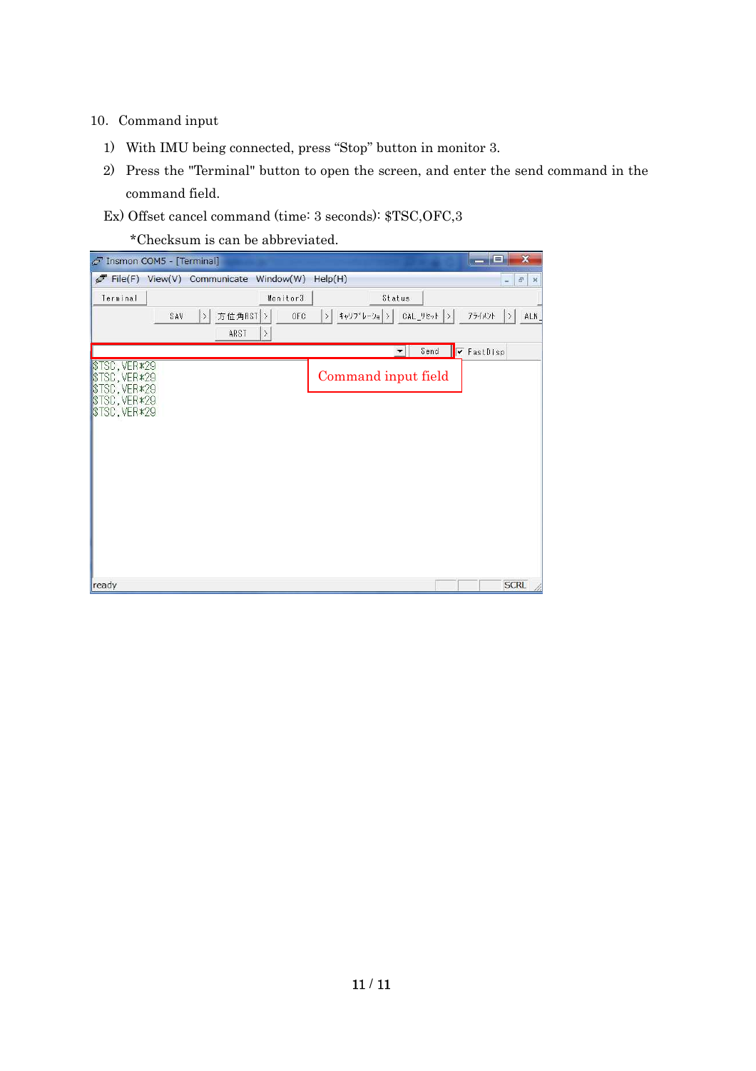10. Command input

1) With IMU being connected, press “Stop” button in monitor 3.

2) Press the "Terminal" button to open the screen, and enter the send command in the command field.

Ex) Offset cancel command (time: 3 seconds): $TSC,OFC,3

*Checksum is can be abbreviated.